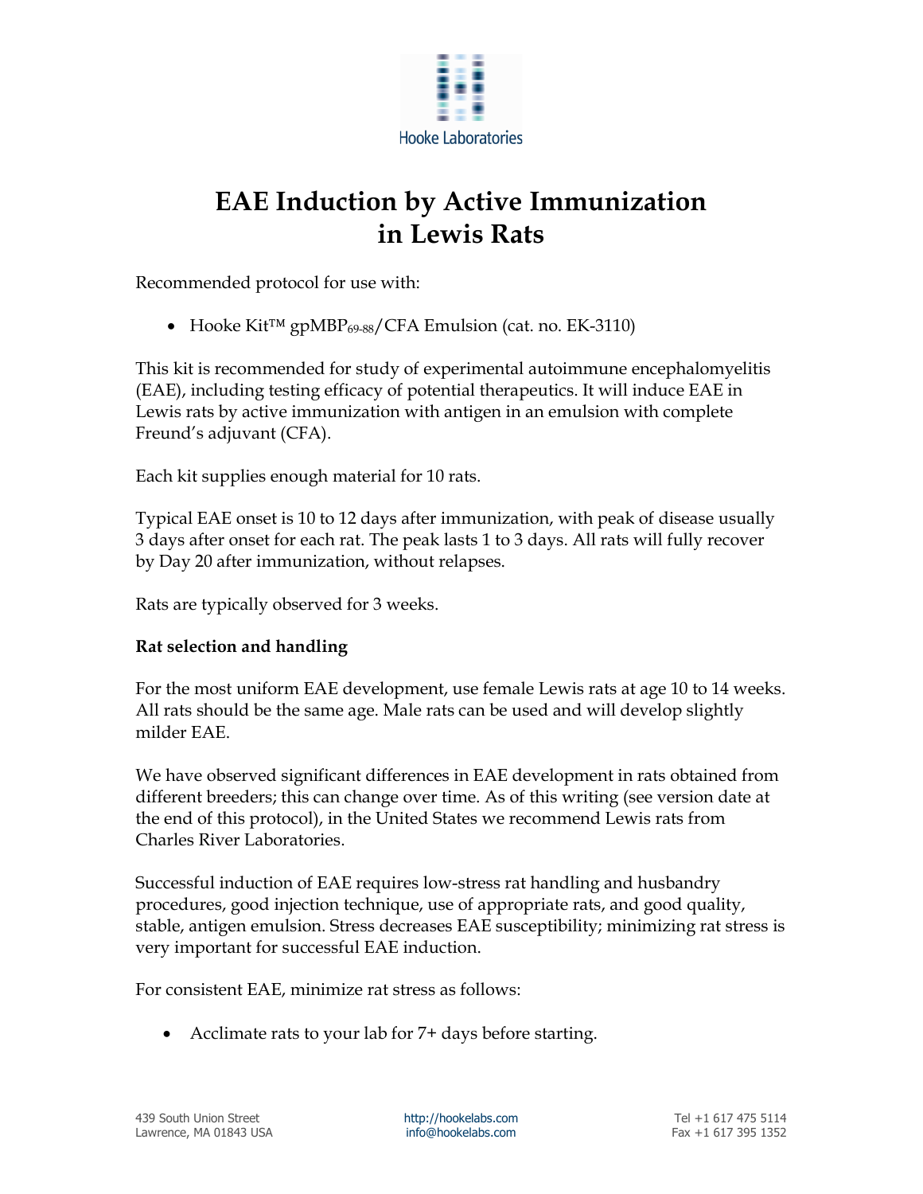Hooke Laboratories

# EAE Induction by Active Immunization in Lewis Rats

Recommended protocol for use with:

- Hooke Kit™ $gpMBP_{69\text{-}88}$/CFA Emulsion (cat. no. EK-3110)

This kit is recommended for study of experimental autoimmune encephalomyelitis (EAE), including testing efficacy of potential therapeutics. It will induce EAE in Lewis rats by active immunization with antigen in an emulsion with complete Freund's adjuvant (CFA).

Each kit supplies enough material for 10 rats.

Typical EAE onset is 10 to 12 days after immunization, with peak of disease usually 3 days after onset for each rat. The peak lasts 1 to 3 days. All rats will fully recover by Day 20 after immunization, without relapses.

Rats are typically observed for 3 weeks.

**Rat selection and handling**

For the most uniform EAE development, use female Lewis rats at age 10 to 14 weeks. All rats should be the same age. Male rats can be used and will develop slightly milder EAE.

We have observed significant differences in EAE development in rats obtained from different breeders; this can change over time. As of this writing (see version date at the end of this protocol), in the United States we recommend Lewis rats from Charles River Laboratories.

Successful induction of EAE requires low-stress rat handling and husbandry procedures, good injection technique, use of appropriate rats, and good quality, stable, antigen emulsion. Stress decreases EAE susceptibility; minimizing rat stress is very important for successful EAE induction.

For consistent EAE, minimize rat stress as follows:

- Acclimate rats to your lab for 7+ days before starting.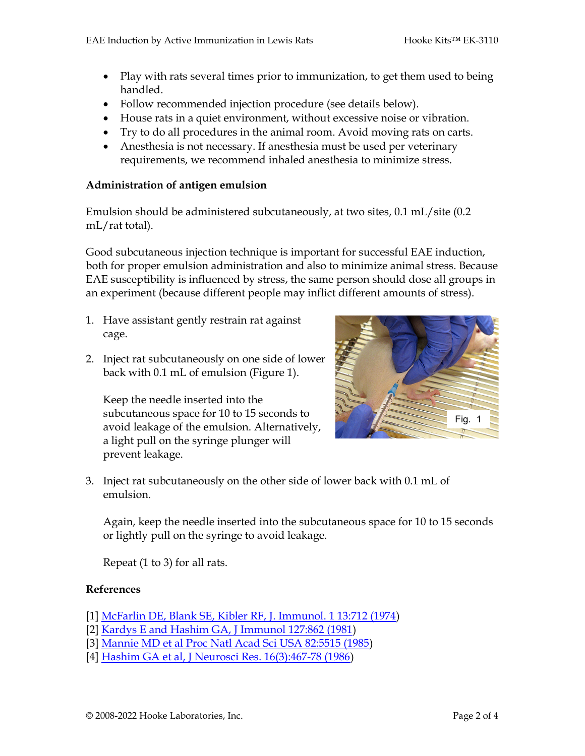- Play with rats several times prior to immunization, to get them used to being handled.
- Follow recommended injection procedure (see details below).
- House rats in a quiet environment, without excessive noise or vibration.
- Try to do all procedures in the animal room. Avoid moving rats on carts.
- Anesthesia is not necessary. If anesthesia must be used per veterinary requirements, we recommend inhaled anesthesia to minimize stress.

**Administration of antigen emulsion**

Emulsion should be administered subcutaneously, at two sites, 0.1 mL/site (0.2 mL/rat total).

Good subcutaneous injection technique is important for successful EAE induction, both for proper emulsion administration and also to minimize animal stress. Because EAE susceptibility is influenced by stress, the same person should dose all groups in an experiment (because different people may inflict different amounts of stress).

1. Have assistant gently restrain rat against cage.

2. Inject rat subcutaneously on one side of lower back with 0.1 mL of emulsion (Figure 1).

   Keep the needle inserted into the subcutaneous space for 10 to 15 seconds to avoid leakage of the emulsion. Alternatively, a light pull on the syringe plunger will prevent leakage.

Fig. 1

3. Inject rat subcutaneously on the other side of lower back with 0.1 mL of emulsion.

   Again, keep the needle inserted into the subcutaneous space for 10 to 15 seconds or lightly pull on the syringe to avoid leakage.

   Repeat (1 to 3) for all rats.

**References**

[1] McFarlin DE, Blank SE, Kibler RF, J. Immunol. 1 13:712 (1974)
[2] Kardys E and Hashim GA, J Immunol 127:862 (1981)
[3] Mannie MD et al Proc Natl Acad Sci USA 82:5515 (1985)
[4] Hashim GA et al, J Neurosci Res. 16(3):467-78 (1986)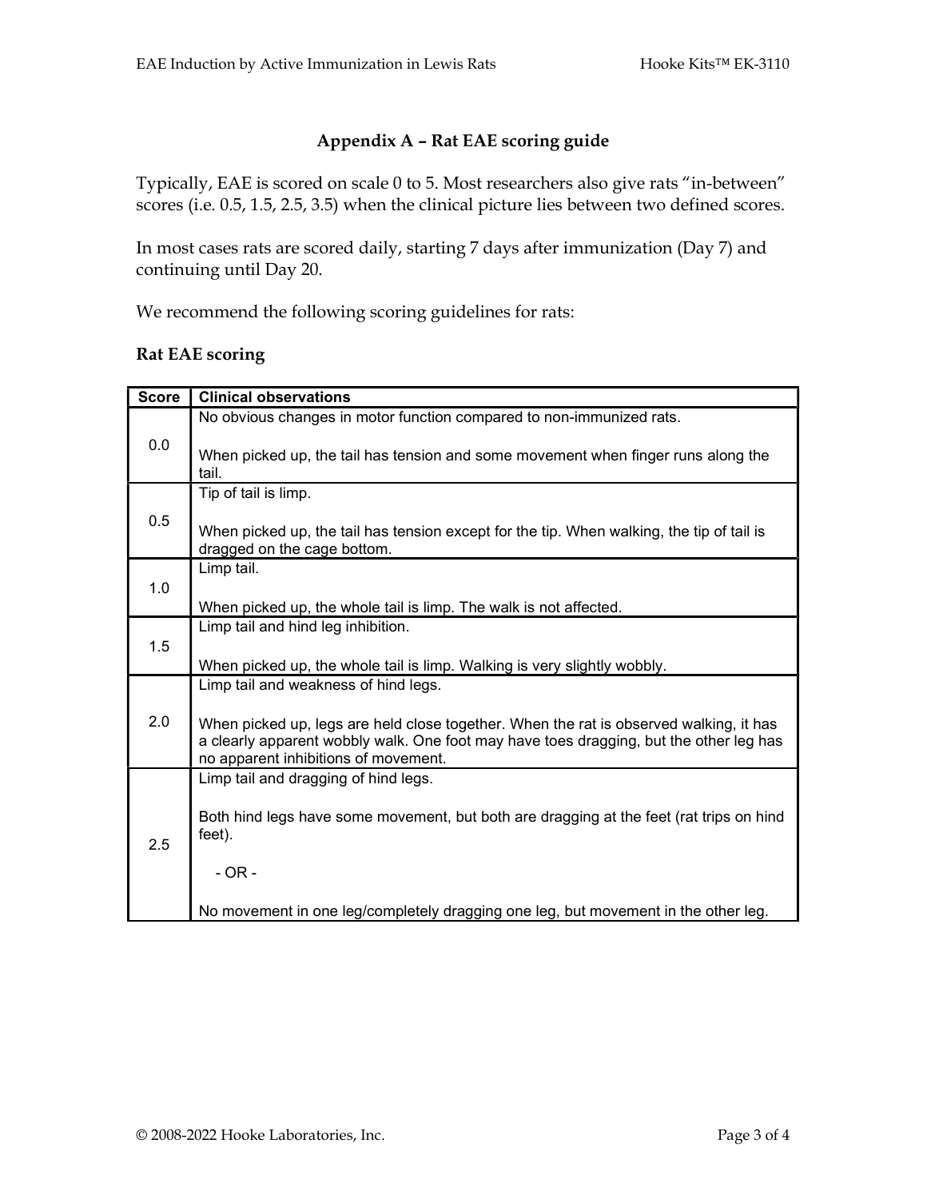## Appendix A – Rat EAE scoring guide

Typically, EAE is scored on scale 0 to 5. Most researchers also give rats "in-between" scores (i.e. 0.5, 1.5, 2.5, 3.5) when the clinical picture lies between two defined scores.

In most cases rats are scored daily, starting 7 days after immunization (Day 7) and continuing until Day 20.

We recommend the following scoring guidelines for rats:

### Rat EAE scoring

| Score | Clinical observations |
|---|---|
| 0.0 | No obvious changes in motor function compared to non-immunized rats.<br><br>When picked up, the tail has tension and some movement when finger runs along the tail. |
| 0.5 | Tip of tail is limp.<br><br>When picked up, the tail has tension except for the tip. When walking, the tip of tail is dragged on the cage bottom. |
| 1.0 | Limp tail.<br><br>When picked up, the whole tail is limp. The walk is not affected. |
| 1.5 | Limp tail and hind leg inhibition.<br><br>When picked up, the whole tail is limp. Walking is very slightly wobbly. |
| 2.0 | Limp tail and weakness of hind legs.<br><br>When picked up, legs are held close together. When the rat is observed walking, it has a clearly apparent wobbly walk. One foot may have toes dragging, but the other leg has no apparent inhibitions of movement. |
| 2.5 | Limp tail and dragging of hind legs.<br><br>Both hind legs have some movement, but both are dragging at the feet (rat trips on hind feet).<br><br>- OR -<br><br>No movement in one leg/completely dragging one leg, but movement in the other leg. |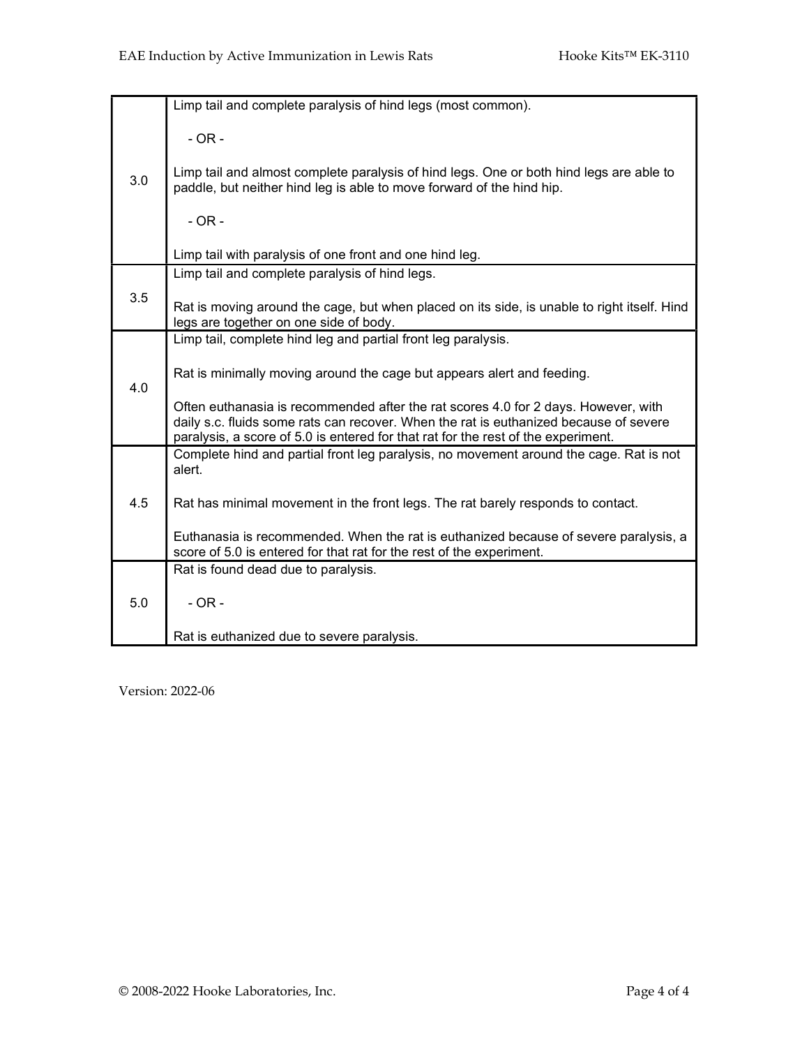| | |
|---|---|
| 3.0 | Limp tail and complete paralysis of hind legs (most common).<br><br>- OR -<br><br>Limp tail and almost complete paralysis of hind legs. One or both hind legs are able to paddle, but neither hind leg is able to move forward of the hind hip.<br><br>- OR -<br><br>Limp tail with paralysis of one front and one hind leg. |
| 3.5 | Limp tail and complete paralysis of hind legs.<br><br>Rat is moving around the cage, but when placed on its side, is unable to right itself. Hind legs are together on one side of body. |
| 4.0 | Limp tail, complete hind leg and partial front leg paralysis.<br><br>Rat is minimally moving around the cage but appears alert and feeding.<br><br>Often euthanasia is recommended after the rat scores 4.0 for 2 days. However, with daily s.c. fluids some rats can recover. When the rat is euthanized because of severe paralysis, a score of 5.0 is entered for that rat for the rest of the experiment. |
| 4.5 | Complete hind and partial front leg paralysis, no movement around the cage. Rat is not alert.<br><br>Rat has minimal movement in the front legs. The rat barely responds to contact.<br><br>Euthanasia is recommended. When the rat is euthanized because of severe paralysis, a score of 5.0 is entered for that rat for the rest of the experiment. |
| 5.0 | Rat is found dead due to paralysis.<br><br>- OR -<br><br>Rat is euthanized due to severe paralysis. |

Version: 2022-06

© 2008-2022 Hooke Laboratories, Inc.